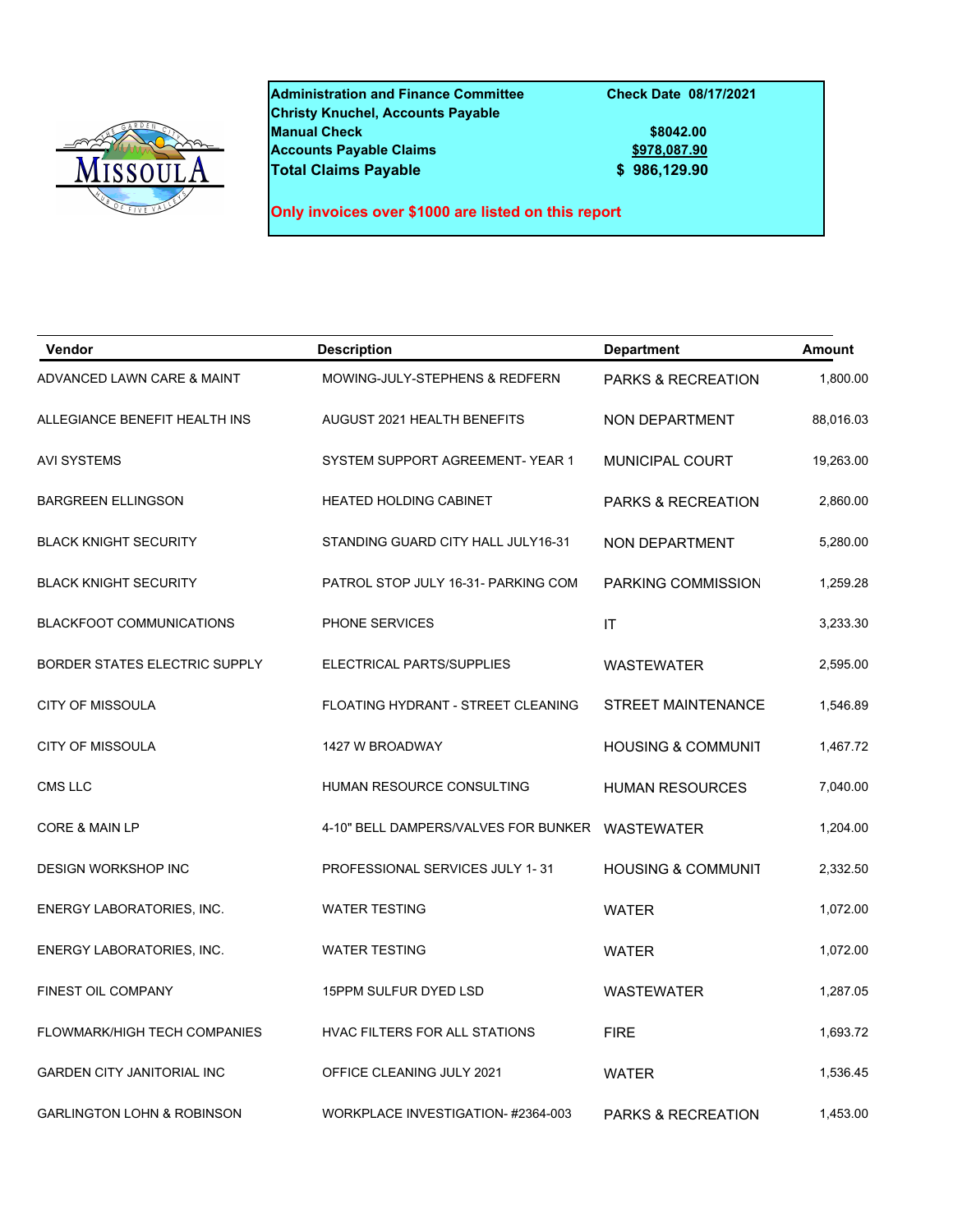| Administration and Finance Committee | Check Date 08/17/2021 |
|---|---|
| Christy Knuchel, Accounts Payable | |
| Manual Check | $8042.00 |
| Accounts Payable Claims | $978,087.90 |
| Total Claims Payable | $ 986,129.90 |

**Only invoices over $1000 are listed on this report**

| Vendor | Description | Department | Amount |
|---|---|---|---|
| ADVANCED LAWN CARE & MAINT | MOWING-JULY-STEPHENS & REDFERN | PARKS & RECREATION | 1,800.00 |
| ALLEGIANCE BENEFIT HEALTH INS | AUGUST 2021 HEALTH BENEFITS | NON DEPARTMENT | 88,016.03 |
| AVI SYSTEMS | SYSTEM SUPPORT AGREEMENT- YEAR 1 | MUNICIPAL COURT | 19,263.00 |
| BARGREEN ELLINGSON | HEATED HOLDING CABINET | PARKS & RECREATION | 2,860.00 |
| BLACK KNIGHT SECURITY | STANDING GUARD CITY HALL JULY16-31 | NON DEPARTMENT | 5,280.00 |
| BLACK KNIGHT SECURITY | PATROL STOP JULY 16-31- PARKING COM | PARKING COMMISSION | 1,259.28 |
| BLACKFOOT COMMUNICATIONS | PHONE SERVICES | IT | 3,233.30 |
| BORDER STATES ELECTRIC SUPPLY | ELECTRICAL PARTS/SUPPLIES | WASTEWATER | 2,595.00 |
| CITY OF MISSOULA | FLOATING HYDRANT - STREET CLEANING | STREET MAINTENANCE | 1,546.89 |
| CITY OF MISSOULA | 1427 W BROADWAY | HOUSING & COMMUNIT | 1,467.72 |
| CMS LLC | HUMAN RESOURCE CONSULTING | HUMAN RESOURCES | 7,040.00 |
| CORE & MAIN LP | 4-10" BELL DAMPERS/VALVES FOR BUNKER | WASTEWATER | 1,204.00 |
| DESIGN WORKSHOP INC | PROFESSIONAL SERVICES JULY 1- 31 | HOUSING & COMMUNIT | 2,332.50 |
| ENERGY LABORATORIES, INC. | WATER TESTING | WATER | 1,072.00 |
| ENERGY LABORATORIES, INC. | WATER TESTING | WATER | 1,072.00 |
| FINEST OIL COMPANY | 15PPM SULFUR DYED LSD | WASTEWATER | 1,287.05 |
| FLOWMARK/HIGH TECH COMPANIES | HVAC FILTERS FOR ALL STATIONS | FIRE | 1,693.72 |
| GARDEN CITY JANITORIAL INC | OFFICE CLEANING JULY 2021 | WATER | 1,536.45 |
| GARLINGTON LOHN & ROBINSON | WORKPLACE INVESTIGATION- #2364-003 | PARKS & RECREATION | 1,453.00 |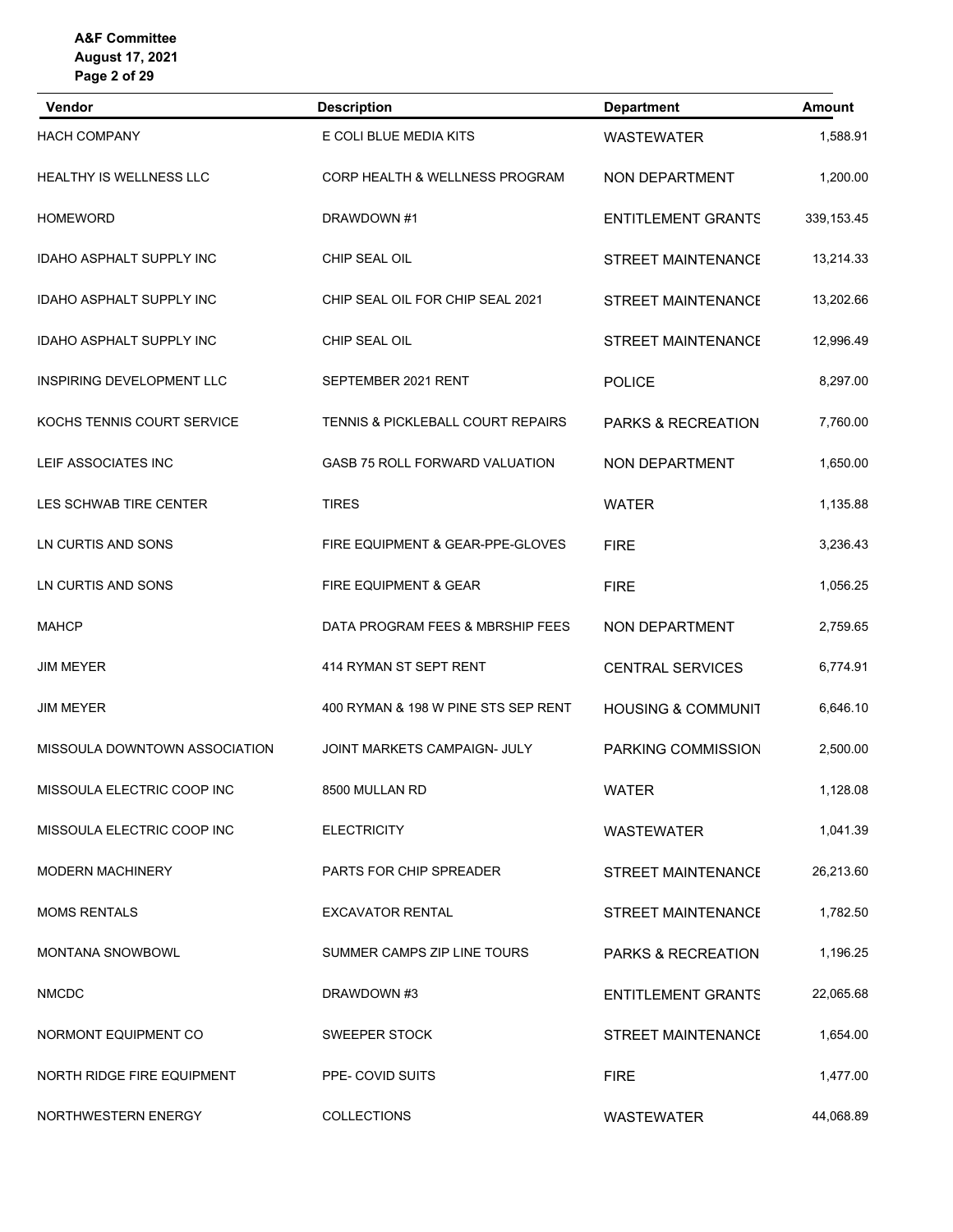| Vendor | Description | Department | Amount |
|---|---|---|---|
| HACH COMPANY | E COLI BLUE MEDIA KITS | WASTEWATER | 1,588.91 |
| HEALTHY IS WELLNESS LLC | CORP HEALTH & WELLNESS PROGRAM | NON DEPARTMENT | 1,200.00 |
| HOMEWORD | DRAWDOWN #1 | ENTITLEMENT GRANTS | 339,153.45 |
| IDAHO ASPHALT SUPPLY INC | CHIP SEAL OIL | STREET MAINTENANCE | 13,214.33 |
| IDAHO ASPHALT SUPPLY INC | CHIP SEAL OIL FOR CHIP SEAL 2021 | STREET MAINTENANCE | 13,202.66 |
| IDAHO ASPHALT SUPPLY INC | CHIP SEAL OIL | STREET MAINTENANCE | 12,996.49 |
| INSPIRING DEVELOPMENT LLC | SEPTEMBER 2021 RENT | POLICE | 8,297.00 |
| KOCHS TENNIS COURT SERVICE | TENNIS & PICKLEBALL COURT REPAIRS | PARKS & RECREATION | 7,760.00 |
| LEIF ASSOCIATES INC | GASB 75 ROLL FORWARD VALUATION | NON DEPARTMENT | 1,650.00 |
| LES SCHWAB TIRE CENTER | TIRES | WATER | 1,135.88 |
| LN CURTIS AND SONS | FIRE EQUIPMENT & GEAR-PPE-GLOVES | FIRE | 3,236.43 |
| LN CURTIS AND SONS | FIRE EQUIPMENT & GEAR | FIRE | 1,056.25 |
| MAHCP | DATA PROGRAM FEES & MBRSHIP FEES | NON DEPARTMENT | 2,759.65 |
| JIM MEYER | 414 RYMAN ST SEPT RENT | CENTRAL SERVICES | 6,774.91 |
| JIM MEYER | 400 RYMAN & 198 W PINE STS SEP RENT | HOUSING & COMMUNIT | 6,646.10 |
| MISSOULA DOWNTOWN ASSOCIATION | JOINT MARKETS CAMPAIGN- JULY | PARKING COMMISSION | 2,500.00 |
| MISSOULA ELECTRIC COOP INC | 8500 MULLAN RD | WATER | 1,128.08 |
| MISSOULA ELECTRIC COOP INC | ELECTRICITY | WASTEWATER | 1,041.39 |
| MODERN MACHINERY | PARTS FOR CHIP SPREADER | STREET MAINTENANCE | 26,213.60 |
| MOMS RENTALS | EXCAVATOR RENTAL | STREET MAINTENANCE | 1,782.50 |
| MONTANA SNOWBOWL | SUMMER CAMPS ZIP LINE TOURS | PARKS & RECREATION | 1,196.25 |
| NMCDC | DRAWDOWN #3 | ENTITLEMENT GRANTS | 22,065.68 |
| NORMONT EQUIPMENT CO | SWEEPER STOCK | STREET MAINTENANCE | 1,654.00 |
| NORTH RIDGE FIRE EQUIPMENT | PPE- COVID SUITS | FIRE | 1,477.00 |
| NORTHWESTERN ENERGY | COLLECTIONS | WASTEWATER | 44,068.89 |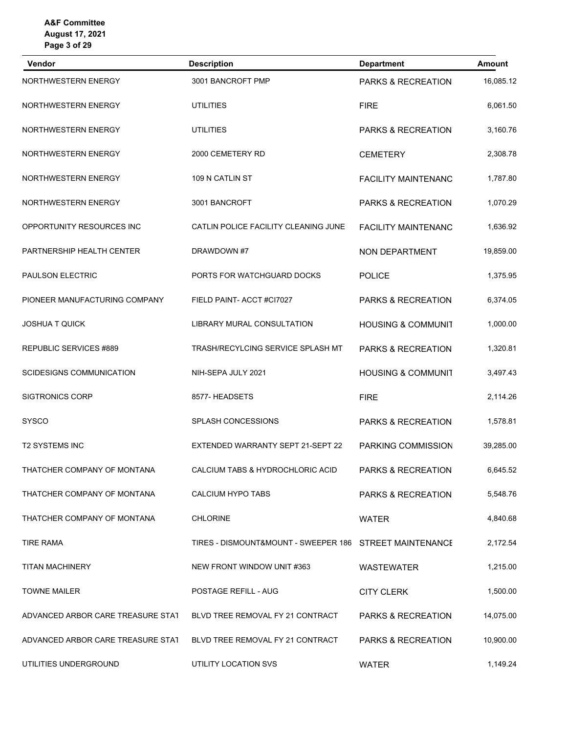| Vendor | Description | Department | Amount |
|---|---|---|---|
| NORTHWESTERN ENERGY | 3001 BANCROFT PMP | PARKS & RECREATION | 16,085.12 |
| NORTHWESTERN ENERGY | UTILITIES | FIRE | 6,061.50 |
| NORTHWESTERN ENERGY | UTILITIES | PARKS & RECREATION | 3,160.76 |
| NORTHWESTERN ENERGY | 2000 CEMETERY RD | CEMETERY | 2,308.78 |
| NORTHWESTERN ENERGY | 109 N CATLIN ST | FACILITY MAINTENANC | 1,787.80 |
| NORTHWESTERN ENERGY | 3001 BANCROFT | PARKS & RECREATION | 1,070.29 |
| OPPORTUNITY RESOURCES INC | CATLIN POLICE FACILITY CLEANING JUNE | FACILITY MAINTENANC | 1,636.92 |
| PARTNERSHIP HEALTH CENTER | DRAWDOWN #7 | NON DEPARTMENT | 19,859.00 |
| PAULSON ELECTRIC | PORTS FOR WATCHGUARD DOCKS | POLICE | 1,375.95 |
| PIONEER MANUFACTURING COMPANY | FIELD PAINT- ACCT #CI7027 | PARKS & RECREATION | 6,374.05 |
| JOSHUA T QUICK | LIBRARY MURAL CONSULTATION | HOUSING & COMMUNIT | 1,000.00 |
| REPUBLIC SERVICES #889 | TRASH/RECYLCING SERVICE SPLASH MT | PARKS & RECREATION | 1,320.81 |
| SCIDESIGNS COMMUNICATION | NIH-SEPA JULY 2021 | HOUSING & COMMUNIT | 3,497.43 |
| SIGTRONICS CORP | 8577- HEADSETS | FIRE | 2,114.26 |
| SYSCO | SPLASH CONCESSIONS | PARKS & RECREATION | 1,578.81 |
| T2 SYSTEMS INC | EXTENDED WARRANTY SEPT 21-SEPT 22 | PARKING COMMISSION | 39,285.00 |
| THATCHER COMPANY OF MONTANA | CALCIUM TABS & HYDROCHLORIC ACID | PARKS & RECREATION | 6,645.52 |
| THATCHER COMPANY OF MONTANA | CALCIUM HYPO TABS | PARKS & RECREATION | 5,548.76 |
| THATCHER COMPANY OF MONTANA | CHLORINE | WATER | 4,840.68 |
| TIRE RAMA | TIRES - DISMOUNT&MOUNT - SWEEPER 186 | STREET MAINTENANCE | 2,172.54 |
| TITAN MACHINERY | NEW FRONT WINDOW UNIT #363 | WASTEWATER | 1,215.00 |
| TOWNE MAILER | POSTAGE REFILL - AUG | CITY CLERK | 1,500.00 |
| ADVANCED ARBOR CARE TREASURE STAT | BLVD TREE REMOVAL FY 21 CONTRACT | PARKS & RECREATION | 14,075.00 |
| ADVANCED ARBOR CARE TREASURE STAT | BLVD TREE REMOVAL FY 21 CONTRACT | PARKS & RECREATION | 10,900.00 |
| UTILITIES UNDERGROUND | UTILITY LOCATION SVS | WATER | 1,149.24 |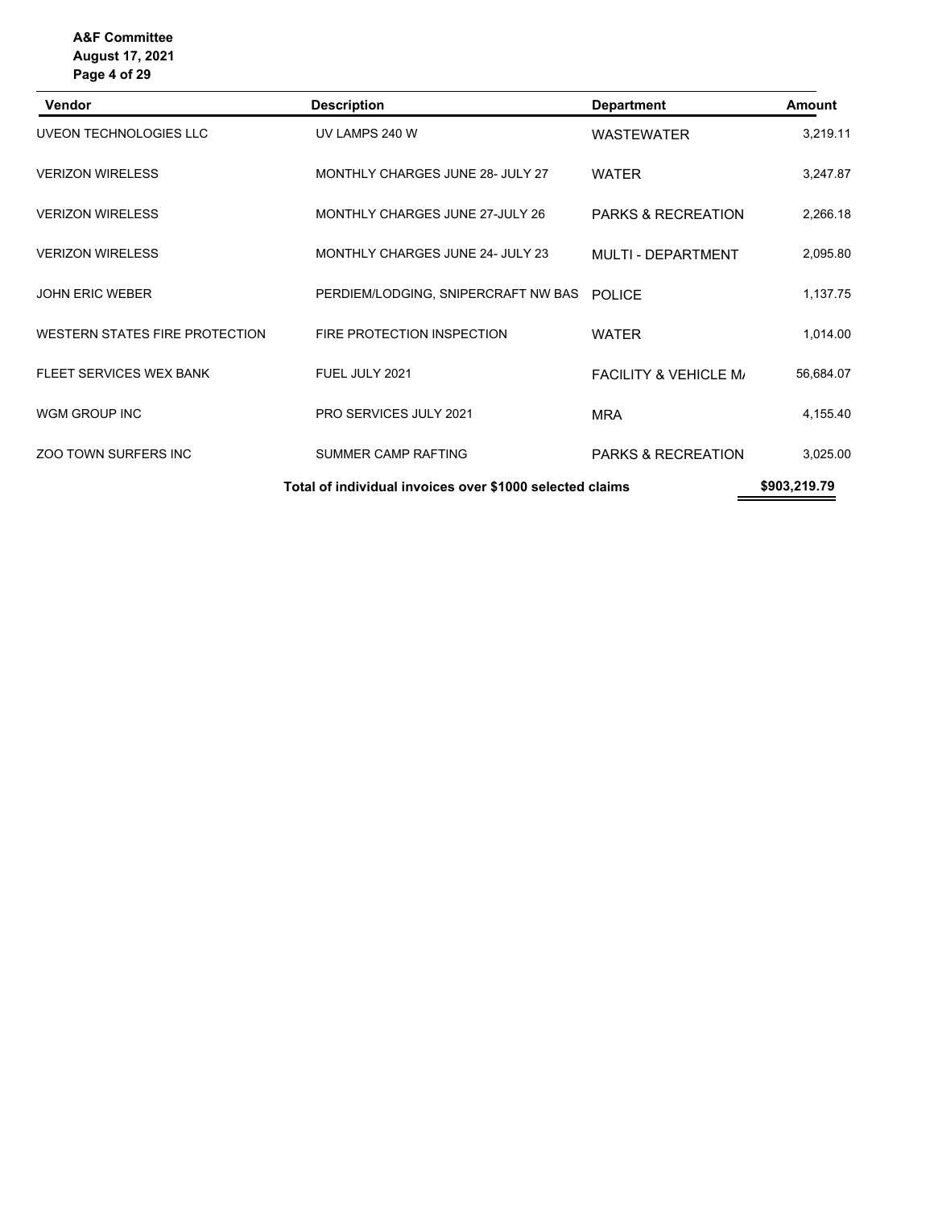| Vendor | Description | Department | Amount |
| --- | --- | --- | --- |
| UVEON TECHNOLOGIES LLC | UV LAMPS 240 W | WASTEWATER | 3,219.11 |
| VERIZON WIRELESS | MONTHLY CHARGES JUNE 28- JULY 27 | WATER | 3,247.87 |
| VERIZON WIRELESS | MONTHLY CHARGES JUNE 27-JULY 26 | PARKS & RECREATION | 2,266.18 |
| VERIZON WIRELESS | MONTHLY CHARGES JUNE 24- JULY 23 | MULTI - DEPARTMENT | 2,095.80 |
| JOHN ERIC WEBER | PERDIEM/LODGING, SNIPERCRAFT NW BAS | POLICE | 1,137.75 |
| WESTERN STATES FIRE PROTECTION | FIRE PROTECTION INSPECTION | WATER | 1,014.00 |
| FLEET SERVICES WEX BANK | FUEL JULY 2021 | FACILITY & VEHICLE M/ | 56,684.07 |
| WGM GROUP INC | PRO SERVICES JULY 2021 | MRA | 4,155.40 |
| ZOO TOWN SURFERS INC | SUMMER CAMP RAFTING | PARKS & RECREATION | 3,025.00 |
| | **Total of individual invoices over $1000 selected claims** | | **$903,219.79** |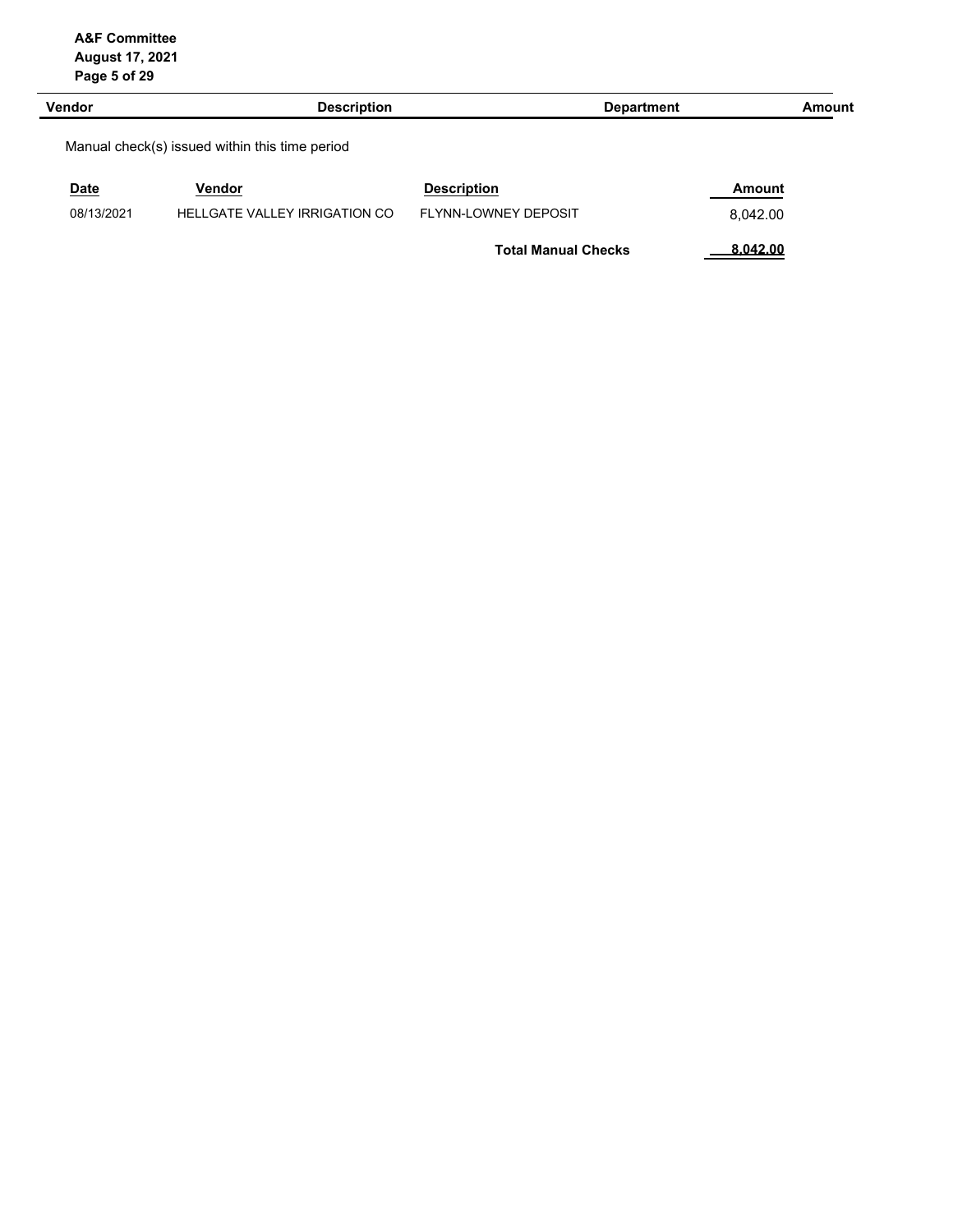| Vendor | Description | Department | Amount |
|---|---|---|---|

Manual check(s) issued within this time period

| Date | Vendor | Description | Amount |
|---|---|---|---|
| 08/13/2021 | HELLGATE VALLEY IRRIGATION CO | FLYNN-LOWNEY DEPOSIT | 8,042.00 |
| | | **Total Manual Checks** | **8,042.00** |